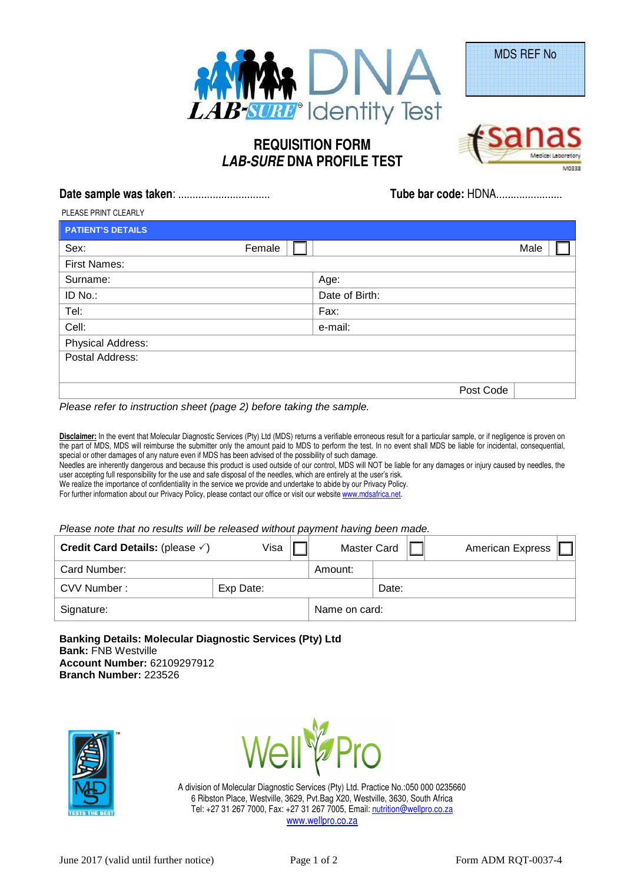LAB-SURE® DNA Identity Test

MDS REF No

sanas Medical Laboratory M0338

# REQUISITION FORM
# *LAB-SURE* DNA PROFILE TEST

**Date sample was taken**: ................................ **Tube bar code:** HDNA.......................

PLEASE PRINT CLEARLY

| **PATIENT'S DETAILS** | |
|---|---|
| Sex: Female ☐ | Male ☐ |
| First Names: | |
| Surname: | Age: |
| ID No.: | Date of Birth: |
| Tel: | Fax: |
| Cell: | e-mail: |
| Physical Address: | |
| Postal Address: | |
| | Post Code |

*Please refer to instruction sheet (page 2) before taking the sample.*

**Disclaimer:** In the event that Molecular Diagnostic Services (Pty) Ltd (MDS) returns a verifiable erroneous result for a particular sample, or if negligence is proven on the part of MDS, MDS will reimburse the submitter only the amount paid to MDS to perform the test. In no event shall MDS be liable for incidental, consequential, special or other damages of any nature even if MDS has been advised of the possibility of such damage.
Needles are inherently dangerous and because this product is used outside of our control, MDS will NOT be liable for any damages or injury caused by needles, the user accepting full responsibility for the use and safe disposal of the needles, which are entirely at the user's risk.
We realize the importance of confidentiality in the service we provide and undertake to abide by our Privacy Policy.
For further information about our Privacy Policy, please contact our office or visit our website www.mdsafrica.net.

*Please note that no results will be released without payment having been made.*

| **Credit Card Details:** (please ✓) Visa ☐ | | Master Card ☐ | American Express ☐ |
|---|---|---|---|
| Card Number: | | Amount: | |
| CVV Number : | Exp Date: | | Date: |
| Signature: | | Name on card: | |

**Banking Details: Molecular Diagnostic Services (Pty) Ltd**
**Bank:** FNB Westville
**Account Number:** 62109297912
**Branch Number:** 223526

MDS TESTS THE BEST

WellPro

A division of Molecular Diagnostic Services (Pty) Ltd. Practice No.:050 000 0235660
6 Ribston Place, Westville, 3629, Pvt.Bag X20, Westville, 3630, South Africa
Tel: +27 31 267 7000, Fax: +27 31 267 7005, Email: nutrition@wellpro.co.za
www.wellpro.co.za

June 2017 (valid until further notice) Form ADM RQT-0037-4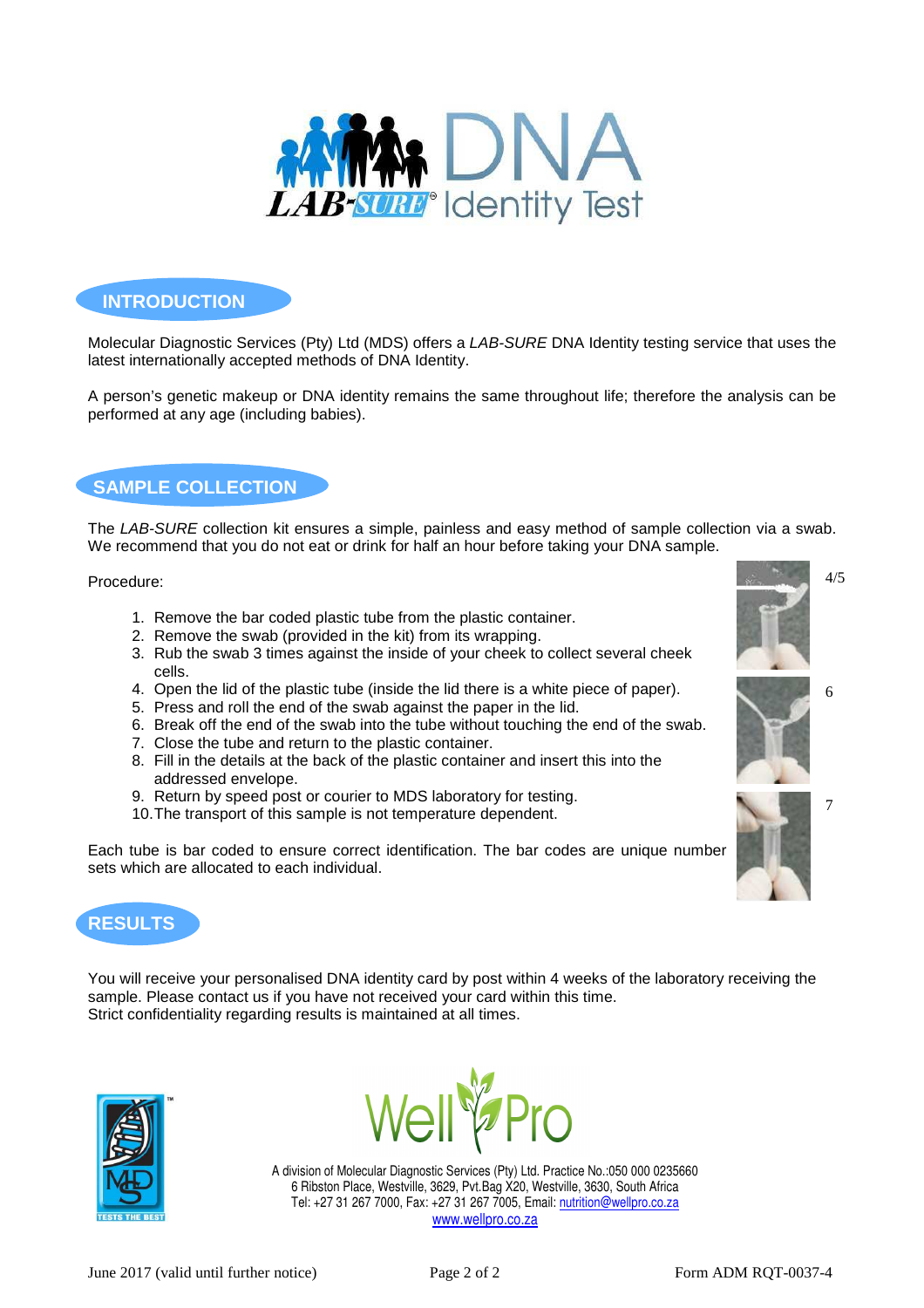# LAB-SURE® DNA Identity Test

## INTRODUCTION

Molecular Diagnostic Services (Pty) Ltd (MDS) offers a *LAB-SURE* DNA Identity testing service that uses the latest internationally accepted methods of DNA Identity.

A person's genetic makeup or DNA identity remains the same throughout life; therefore the analysis can be performed at any age (including babies).

## SAMPLE COLLECTION

The *LAB-SURE* collection kit ensures a simple, painless and easy method of sample collection via a swab. We recommend that you do not eat or drink for half an hour before taking your DNA sample.

Procedure:

1. Remove the bar coded plastic tube from the plastic container.
2. Remove the swab (provided in the kit) from its wrapping.
3. Rub the swab 3 times against the inside of your cheek to collect several cheek cells.
4. Open the lid of the plastic tube (inside the lid there is a white piece of paper).
5. Press and roll the end of the swab against the paper in the lid.
6. Break off the end of the swab into the tube without touching the end of the swab.
7. Close the tube and return to the plastic container.
8. Fill in the details at the back of the plastic container and insert this into the addressed envelope.
9. Return by speed post or courier to MDS laboratory for testing.
10. The transport of this sample is not temperature dependent.

4/5

6

7

Each tube is bar coded to ensure correct identification. The bar codes are unique number sets which are allocated to each individual.

## RESULTS

You will receive your personalised DNA identity card by post within 4 weeks of the laboratory receiving the sample. Please contact us if you have not received your card within this time.
Strict confidentiality regarding results is maintained at all times.

MDS TESTS THE BEST

WellPro

A division of Molecular Diagnostic Services (Pty) Ltd. Practice No.:050 000 0235660
6 Ribston Place, Westville, 3629, Pvt.Bag X20, Westville, 3630, South Africa
Tel: +27 31 267 7000, Fax: +27 31 267 7005, Email: nutrition@wellpro.co.za
www.wellpro.co.za

June 2017 (valid until further notice) Form ADM RQT-0037-4